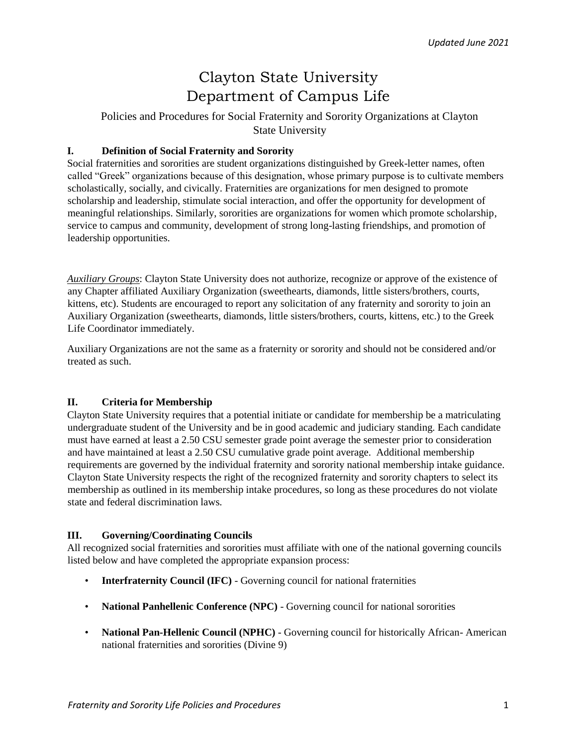*Updated June 2021*

# Clayton State University
# Department of Campus Life

Policies and Procedures for Social Fraternity and Sorority Organizations at Clayton State University

## I. Definition of Social Fraternity and Sorority

Social fraternities and sororities are student organizations distinguished by Greek-letter names, often called "Greek" organizations because of this designation, whose primary purpose is to cultivate members scholastically, socially, and civically. Fraternities are organizations for men designed to promote scholarship and leadership, stimulate social interaction, and offer the opportunity for development of meaningful relationships. Similarly, sororities are organizations for women which promote scholarship, service to campus and community, development of strong long-lasting friendships, and promotion of leadership opportunities.

***Auxiliary Groups***: Clayton State University does not authorize, recognize or approve of the existence of any Chapter affiliated Auxiliary Organization (sweethearts, diamonds, little sisters/brothers, courts, kittens, etc). Students are encouraged to report any solicitation of any fraternity and sorority to join an Auxiliary Organization (sweethearts, diamonds, little sisters/brothers, courts, kittens, etc.) to the Greek Life Coordinator immediately.

Auxiliary Organizations are not the same as a fraternity or sorority and should not be considered and/or treated as such.

## II. Criteria for Membership

Clayton State University requires that a potential initiate or candidate for membership be a matriculating undergraduate student of the University and be in good academic and judiciary standing. Each candidate must have earned at least a 2.50 CSU semester grade point average the semester prior to consideration and have maintained at least a 2.50 CSU cumulative grade point average. Additional membership requirements are governed by the individual fraternity and sorority national membership intake guidance. Clayton State University respects the right of the recognized fraternity and sorority chapters to select its membership as outlined in its membership intake procedures, so long as these procedures do not violate state and federal discrimination laws.

## III. Governing/Coordinating Councils

All recognized social fraternities and sororities must affiliate with one of the national governing councils listed below and have completed the appropriate expansion process:

- **Interfraternity Council (IFC)** - Governing council for national fraternities
- **National Panhellenic Conference (NPC)** - Governing council for national sororities
- **National Pan-Hellenic Council (NPHC)** - Governing council for historically African- American national fraternities and sororities (Divine 9)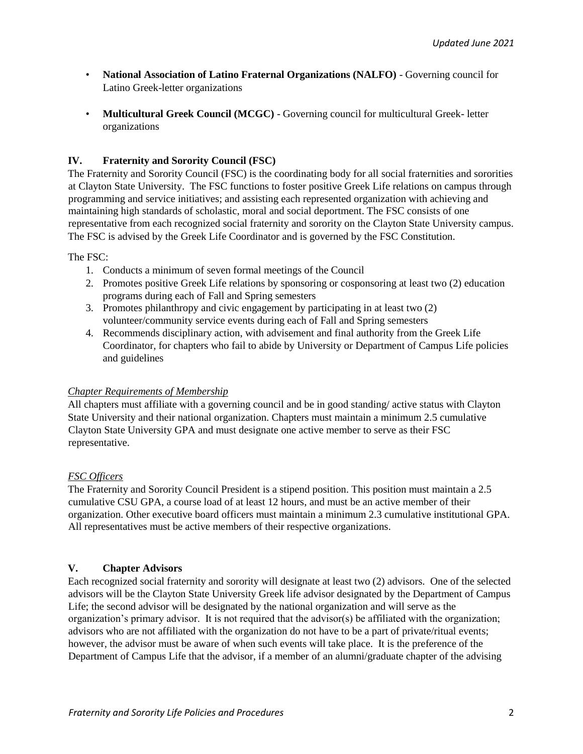- **National Association of Latino Fraternal Organizations (NALFO)** - Governing council for Latino Greek-letter organizations
- **Multicultural Greek Council (MCGC)** - Governing council for multicultural Greek- letter organizations

## IV. Fraternity and Sorority Council (FSC)

The Fraternity and Sorority Council (FSC) is the coordinating body for all social fraternities and sororities at Clayton State University. The FSC functions to foster positive Greek Life relations on campus through programming and service initiatives; and assisting each represented organization with achieving and maintaining high standards of scholastic, moral and social deportment. The FSC consists of one representative from each recognized social fraternity and sorority on the Clayton State University campus. The FSC is advised by the Greek Life Coordinator and is governed by the FSC Constitution.

The FSC:

1. Conducts a minimum of seven formal meetings of the Council
2. Promotes positive Greek Life relations by sponsoring or cosponsoring at least two (2) education programs during each of Fall and Spring semesters
3. Promotes philanthropy and civic engagement by participating in at least two (2) volunteer/community service events during each of Fall and Spring semesters
4. Recommends disciplinary action, with advisement and final authority from the Greek Life Coordinator, for chapters who fail to abide by University or Department of Campus Life policies and guidelines

*Chapter Requirements of Membership*

All chapters must affiliate with a governing council and be in good standing/ active status with Clayton State University and their national organization. Chapters must maintain a minimum 2.5 cumulative Clayton State University GPA and must designate one active member to serve as their FSC representative.

*FSC Officers*

The Fraternity and Sorority Council President is a stipend position. This position must maintain a 2.5 cumulative CSU GPA, a course load of at least 12 hours, and must be an active member of their organization. Other executive board officers must maintain a minimum 2.3 cumulative institutional GPA. All representatives must be active members of their respective organizations.

## V. Chapter Advisors

Each recognized social fraternity and sorority will designate at least two (2) advisors. One of the selected advisors will be the Clayton State University Greek life advisor designated by the Department of Campus Life; the second advisor will be designated by the national organization and will serve as the organization's primary advisor. It is not required that the advisor(s) be affiliated with the organization; advisors who are not affiliated with the organization do not have to be a part of private/ritual events; however, the advisor must be aware of when such events will take place. It is the preference of the Department of Campus Life that the advisor, if a member of an alumni/graduate chapter of the advising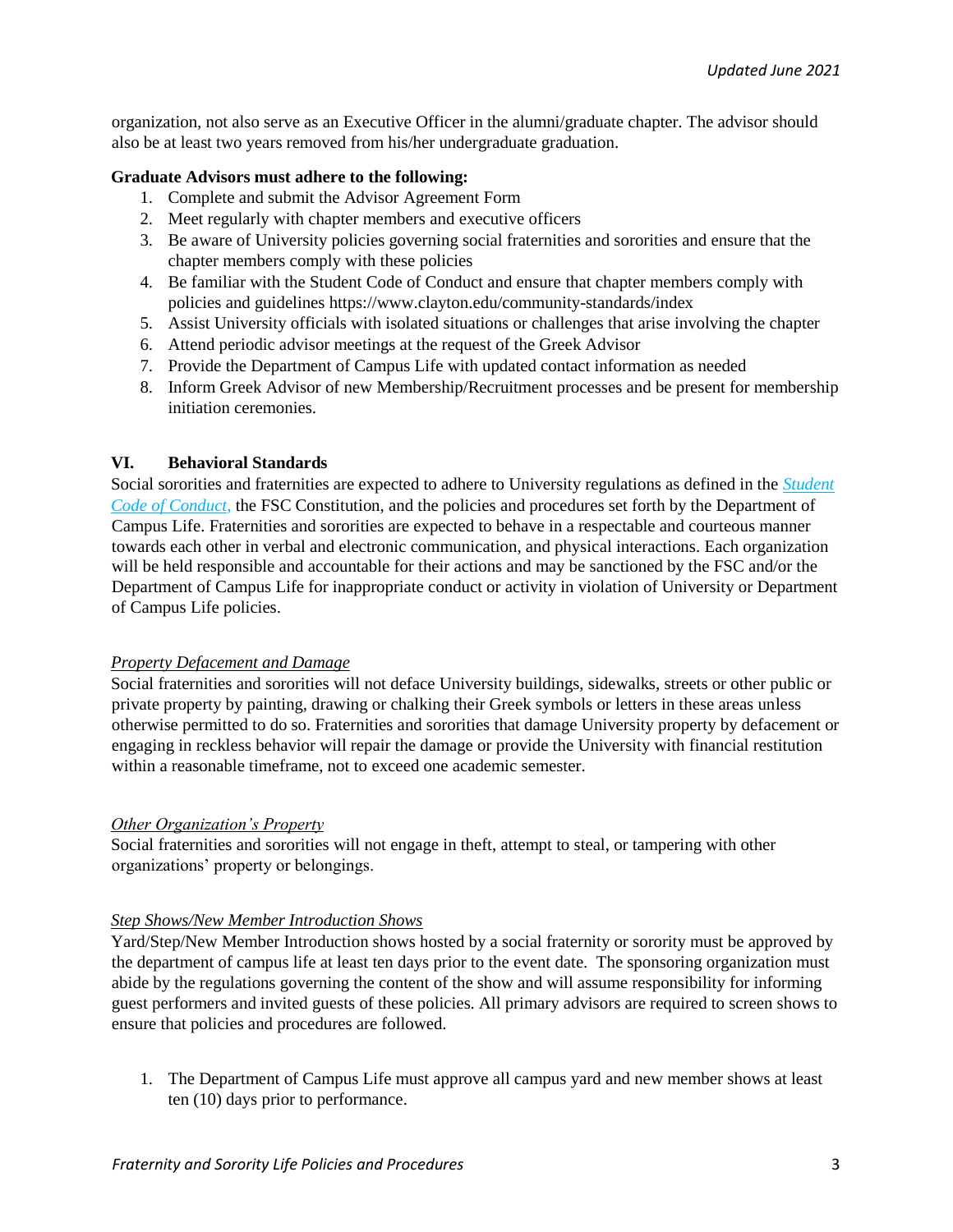organization, not also serve as an Executive Officer in the alumni/graduate chapter. The advisor should also be at least two years removed from his/her undergraduate graduation.

**Graduate Advisors must adhere to the following:**

1. Complete and submit the Advisor Agreement Form
2. Meet regularly with chapter members and executive officers
3. Be aware of University policies governing social fraternities and sororities and ensure that the chapter members comply with these policies
4. Be familiar with the Student Code of Conduct and ensure that chapter members comply with policies and guidelines https://www.clayton.edu/community-standards/index
5. Assist University officials with isolated situations or challenges that arise involving the chapter
6. Attend periodic advisor meetings at the request of the Greek Advisor
7. Provide the Department of Campus Life with updated contact information as needed
8. Inform Greek Advisor of new Membership/Recruitment processes and be present for membership initiation ceremonies.

## VI. Behavioral Standards

Social sororities and fraternities are expected to adhere to University regulations as defined in the *Student Code of Conduct,* the FSC Constitution, and the policies and procedures set forth by the Department of Campus Life. Fraternities and sororities are expected to behave in a respectable and courteous manner towards each other in verbal and electronic communication, and physical interactions. Each organization will be held responsible and accountable for their actions and may be sanctioned by the FSC and/or the Department of Campus Life for inappropriate conduct or activity in violation of University or Department of Campus Life policies.

### *Property Defacement and Damage*

Social fraternities and sororities will not deface University buildings, sidewalks, streets or other public or private property by painting, drawing or chalking their Greek symbols or letters in these areas unless otherwise permitted to do so. Fraternities and sororities that damage University property by defacement or engaging in reckless behavior will repair the damage or provide the University with financial restitution within a reasonable timeframe, not to exceed one academic semester.

### *Other Organization's Property*

Social fraternities and sororities will not engage in theft, attempt to steal, or tampering with other organizations' property or belongings.

### *Step Shows/New Member Introduction Shows*

Yard/Step/New Member Introduction shows hosted by a social fraternity or sorority must be approved by the department of campus life at least ten days prior to the event date. The sponsoring organization must abide by the regulations governing the content of the show and will assume responsibility for informing guest performers and invited guests of these policies. All primary advisors are required to screen shows to ensure that policies and procedures are followed.

1. The Department of Campus Life must approve all campus yard and new member shows at least ten (10) days prior to performance.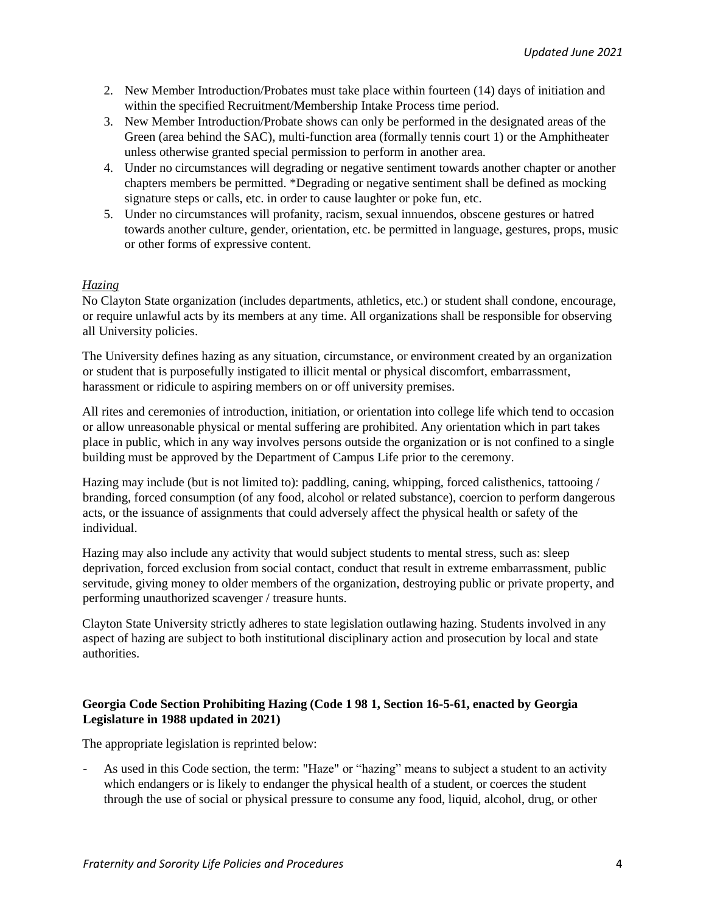2. New Member Introduction/Probates must take place within fourteen (14) days of initiation and within the specified Recruitment/Membership Intake Process time period.
3. New Member Introduction/Probate shows can only be performed in the designated areas of the Green (area behind the SAC), multi-function area (formally tennis court 1) or the Amphitheater unless otherwise granted special permission to perform in another area.
4. Under no circumstances will degrading or negative sentiment towards another chapter or another chapters members be permitted. *Degrading or negative sentiment shall be defined as mocking signature steps or calls, etc. in order to cause laughter or poke fun, etc.
5. Under no circumstances will profanity, racism, sexual innuendos, obscene gestures or hatred towards another culture, gender, orientation, etc. be permitted in language, gestures, props, music or other forms of expressive content.

*Hazing*

No Clayton State organization (includes departments, athletics, etc.) or student shall condone, encourage, or require unlawful acts by its members at any time. All organizations shall be responsible for observing all University policies.

The University defines hazing as any situation, circumstance, or environment created by an organization or student that is purposefully instigated to illicit mental or physical discomfort, embarrassment, harassment or ridicule to aspiring members on or off university premises.

All rites and ceremonies of introduction, initiation, or orientation into college life which tend to occasion or allow unreasonable physical or mental suffering are prohibited. Any orientation which in part takes place in public, which in any way involves persons outside the organization or is not confined to a single building must be approved by the Department of Campus Life prior to the ceremony.

Hazing may include (but is not limited to): paddling, caning, whipping, forced calisthenics, tattooing / branding, forced consumption (of any food, alcohol or related substance), coercion to perform dangerous acts, or the issuance of assignments that could adversely affect the physical health or safety of the individual.

Hazing may also include any activity that would subject students to mental stress, such as: sleep deprivation, forced exclusion from social contact, conduct that result in extreme embarrassment, public servitude, giving money to older members of the organization, destroying public or private property, and performing unauthorized scavenger / treasure hunts.

Clayton State University strictly adheres to state legislation outlawing hazing. Students involved in any aspect of hazing are subject to both institutional disciplinary action and prosecution by local and state authorities.

**Georgia Code Section Prohibiting Hazing (Code 1 98 1, Section 16-5-61, enacted by Georgia Legislature in 1988 updated in 2021)**

The appropriate legislation is reprinted below:

- As used in this Code section, the term: "Haze" or "hazing" means to subject a student to an activity which endangers or is likely to endanger the physical health of a student, or coerces the student through the use of social or physical pressure to consume any food, liquid, alcohol, drug, or other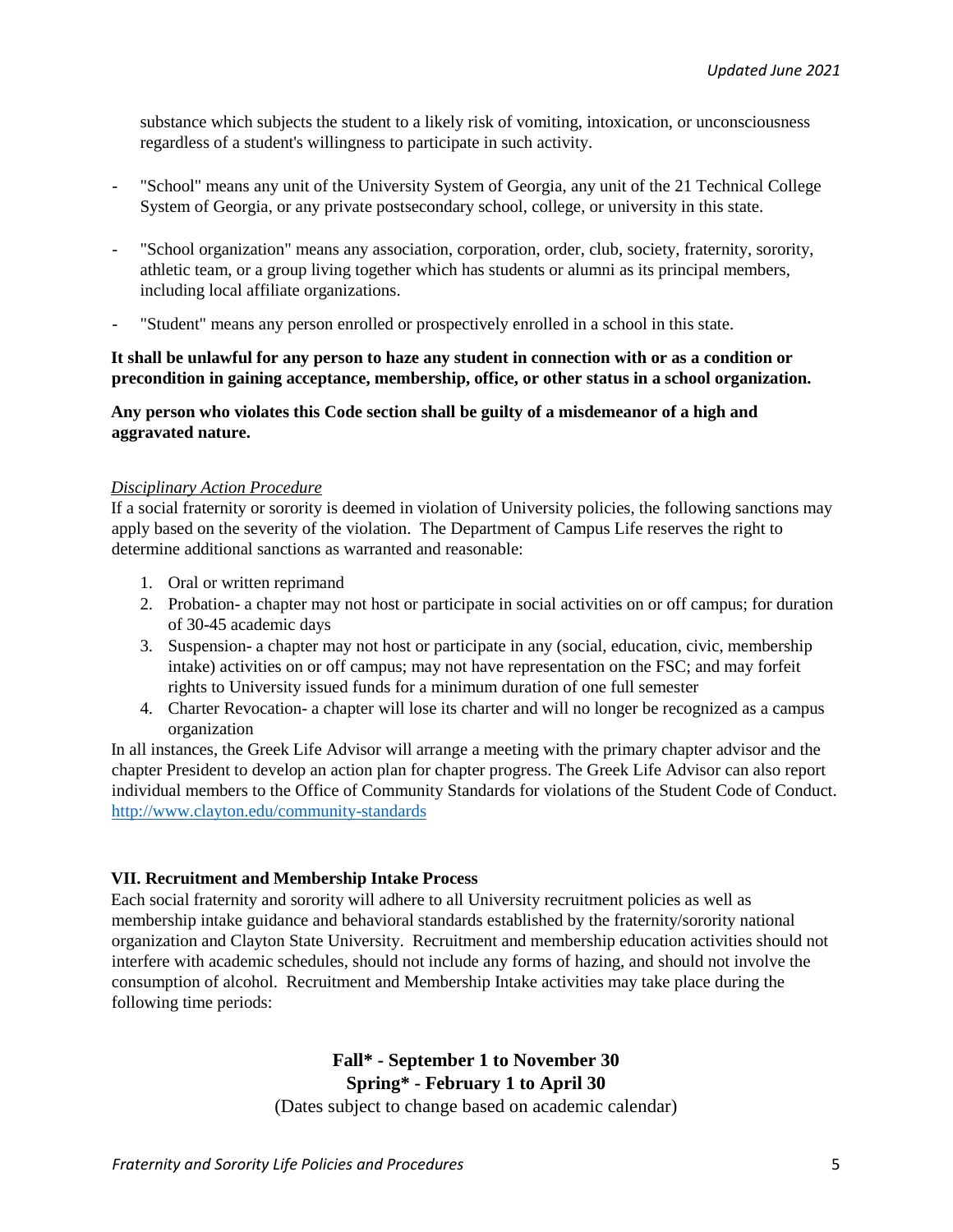substance which subjects the student to a likely risk of vomiting, intoxication, or unconsciousness regardless of a student's willingness to participate in such activity.

- "School" means any unit of the University System of Georgia, any unit of the 21 Technical College System of Georgia, or any private postsecondary school, college, or university in this state.
- "School organization" means any association, corporation, order, club, society, fraternity, sorority, athletic team, or a group living together which has students or alumni as its principal members, including local affiliate organizations.
- "Student" means any person enrolled or prospectively enrolled in a school in this state.

**It shall be unlawful for any person to haze any student in connection with or as a condition or precondition in gaining acceptance, membership, office, or other status in a school organization.**

**Any person who violates this Code section shall be guilty of a misdemeanor of a high and aggravated nature.**

*Disciplinary Action Procedure*

If a social fraternity or sorority is deemed in violation of University policies, the following sanctions may apply based on the severity of the violation. The Department of Campus Life reserves the right to determine additional sanctions as warranted and reasonable:

1. Oral or written reprimand
2. Probation- a chapter may not host or participate in social activities on or off campus; for duration of 30-45 academic days
3. Suspension- a chapter may not host or participate in any (social, education, civic, membership intake) activities on or off campus; may not have representation on the FSC; and may forfeit rights to University issued funds for a minimum duration of one full semester
4. Charter Revocation- a chapter will lose its charter and will no longer be recognized as a campus organization

In all instances, the Greek Life Advisor will arrange a meeting with the primary chapter advisor and the chapter President to develop an action plan for chapter progress. The Greek Life Advisor can also report individual members to the Office of Community Standards for violations of the Student Code of Conduct. http://www.clayton.edu/community-standards

## VII. Recruitment and Membership Intake Process

Each social fraternity and sorority will adhere to all University recruitment policies as well as membership intake guidance and behavioral standards established by the fraternity/sorority national organization and Clayton State University. Recruitment and membership education activities should not interfere with academic schedules, should not include any forms of hazing, and should not involve the consumption of alcohol. Recruitment and Membership Intake activities may take place during the following time periods:

**Fall* - September 1 to November 30**

**Spring* - February 1 to April 30**

(Dates subject to change based on academic calendar)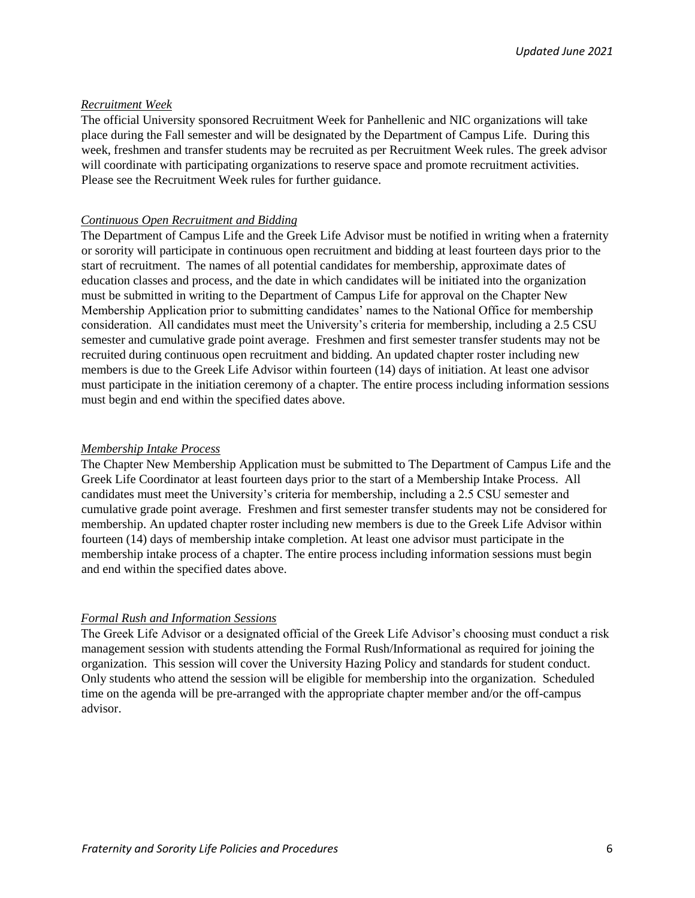*Recruitment Week*

The official University sponsored Recruitment Week for Panhellenic and NIC organizations will take place during the Fall semester and will be designated by the Department of Campus Life. During this week, freshmen and transfer students may be recruited as per Recruitment Week rules. The greek advisor will coordinate with participating organizations to reserve space and promote recruitment activities. Please see the Recruitment Week rules for further guidance.

*Continuous Open Recruitment and Bidding*

The Department of Campus Life and the Greek Life Advisor must be notified in writing when a fraternity or sorority will participate in continuous open recruitment and bidding at least fourteen days prior to the start of recruitment. The names of all potential candidates for membership, approximate dates of education classes and process, and the date in which candidates will be initiated into the organization must be submitted in writing to the Department of Campus Life for approval on the Chapter New Membership Application prior to submitting candidates' names to the National Office for membership consideration. All candidates must meet the University's criteria for membership, including a 2.5 CSU semester and cumulative grade point average. Freshmen and first semester transfer students may not be recruited during continuous open recruitment and bidding. An updated chapter roster including new members is due to the Greek Life Advisor within fourteen (14) days of initiation. At least one advisor must participate in the initiation ceremony of a chapter. The entire process including information sessions must begin and end within the specified dates above.

*Membership Intake Process*

The Chapter New Membership Application must be submitted to The Department of Campus Life and the Greek Life Coordinator at least fourteen days prior to the start of a Membership Intake Process. All candidates must meet the University's criteria for membership, including a 2.5 CSU semester and cumulative grade point average. Freshmen and first semester transfer students may not be considered for membership. An updated chapter roster including new members is due to the Greek Life Advisor within fourteen (14) days of membership intake completion. At least one advisor must participate in the membership intake process of a chapter. The entire process including information sessions must begin and end within the specified dates above.

*Formal Rush and Information Sessions*

The Greek Life Advisor or a designated official of the Greek Life Advisor's choosing must conduct a risk management session with students attending the Formal Rush/Informational as required for joining the organization. This session will cover the University Hazing Policy and standards for student conduct. Only students who attend the session will be eligible for membership into the organization. Scheduled time on the agenda will be pre-arranged with the appropriate chapter member and/or the off-campus advisor.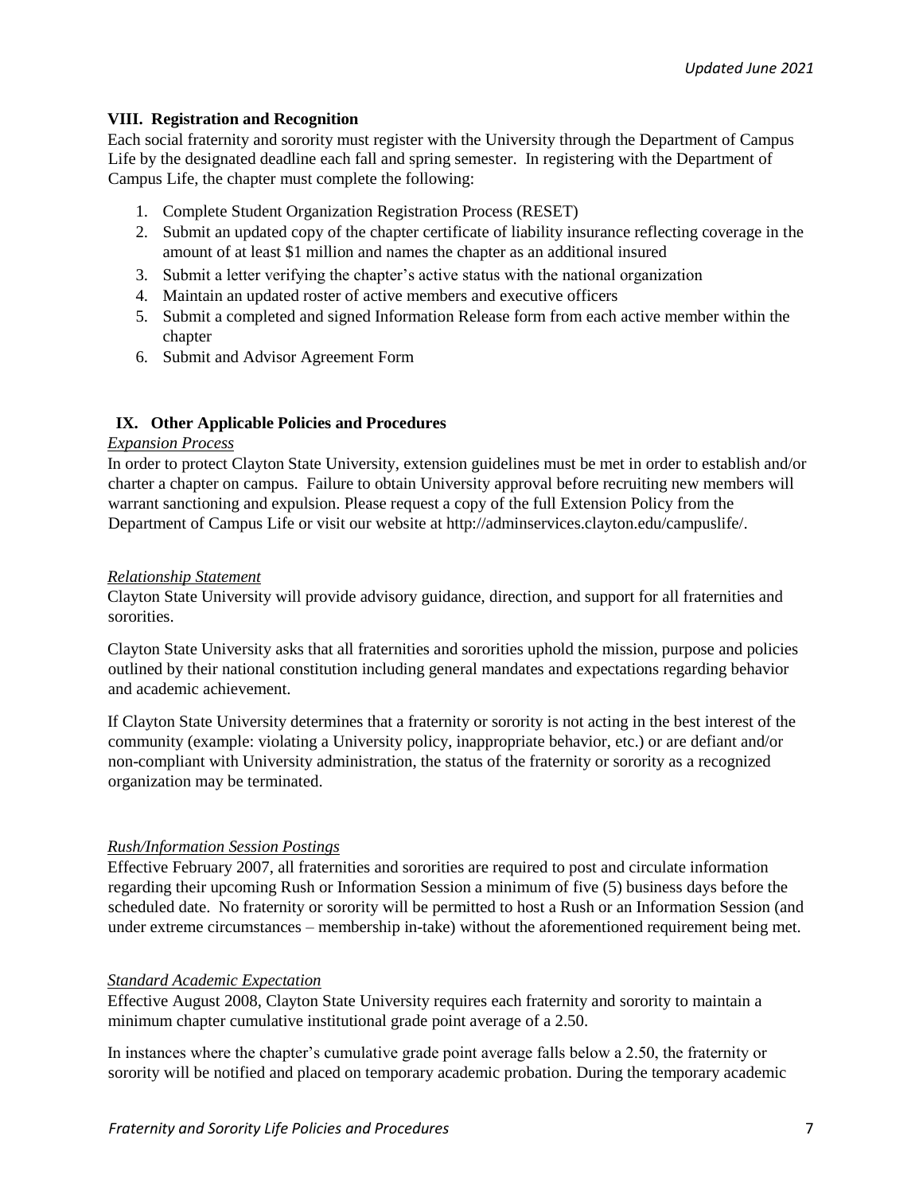## VIII. Registration and Recognition

Each social fraternity and sorority must register with the University through the Department of Campus Life by the designated deadline each fall and spring semester. In registering with the Department of Campus Life, the chapter must complete the following:

1. Complete Student Organization Registration Process (RESET)
2. Submit an updated copy of the chapter certificate of liability insurance reflecting coverage in the amount of at least $1 million and names the chapter as an additional insured
3. Submit a letter verifying the chapter's active status with the national organization
4. Maintain an updated roster of active members and executive officers
5. Submit a completed and signed Information Release form from each active member within the chapter
6. Submit and Advisor Agreement Form

## IX. Other Applicable Policies and Procedures

*Expansion Process*

In order to protect Clayton State University, extension guidelines must be met in order to establish and/or charter a chapter on campus. Failure to obtain University approval before recruiting new members will warrant sanctioning and expulsion. Please request a copy of the full Extension Policy from the Department of Campus Life or visit our website at http://adminservices.clayton.edu/campuslife/.

*Relationship Statement*

Clayton State University will provide advisory guidance, direction, and support for all fraternities and sororities.

Clayton State University asks that all fraternities and sororities uphold the mission, purpose and policies outlined by their national constitution including general mandates and expectations regarding behavior and academic achievement.

If Clayton State University determines that a fraternity or sorority is not acting in the best interest of the community (example: violating a University policy, inappropriate behavior, etc.) or are defiant and/or non-compliant with University administration, the status of the fraternity or sorority as a recognized organization may be terminated.

*Rush/Information Session Postings*

Effective February 2007, all fraternities and sororities are required to post and circulate information regarding their upcoming Rush or Information Session a minimum of five (5) business days before the scheduled date. No fraternity or sorority will be permitted to host a Rush or an Information Session (and under extreme circumstances – membership in-take) without the aforementioned requirement being met.

*Standard Academic Expectation*

Effective August 2008, Clayton State University requires each fraternity and sorority to maintain a minimum chapter cumulative institutional grade point average of a 2.50.

In instances where the chapter's cumulative grade point average falls below a 2.50, the fraternity or sorority will be notified and placed on temporary academic probation. During the temporary academic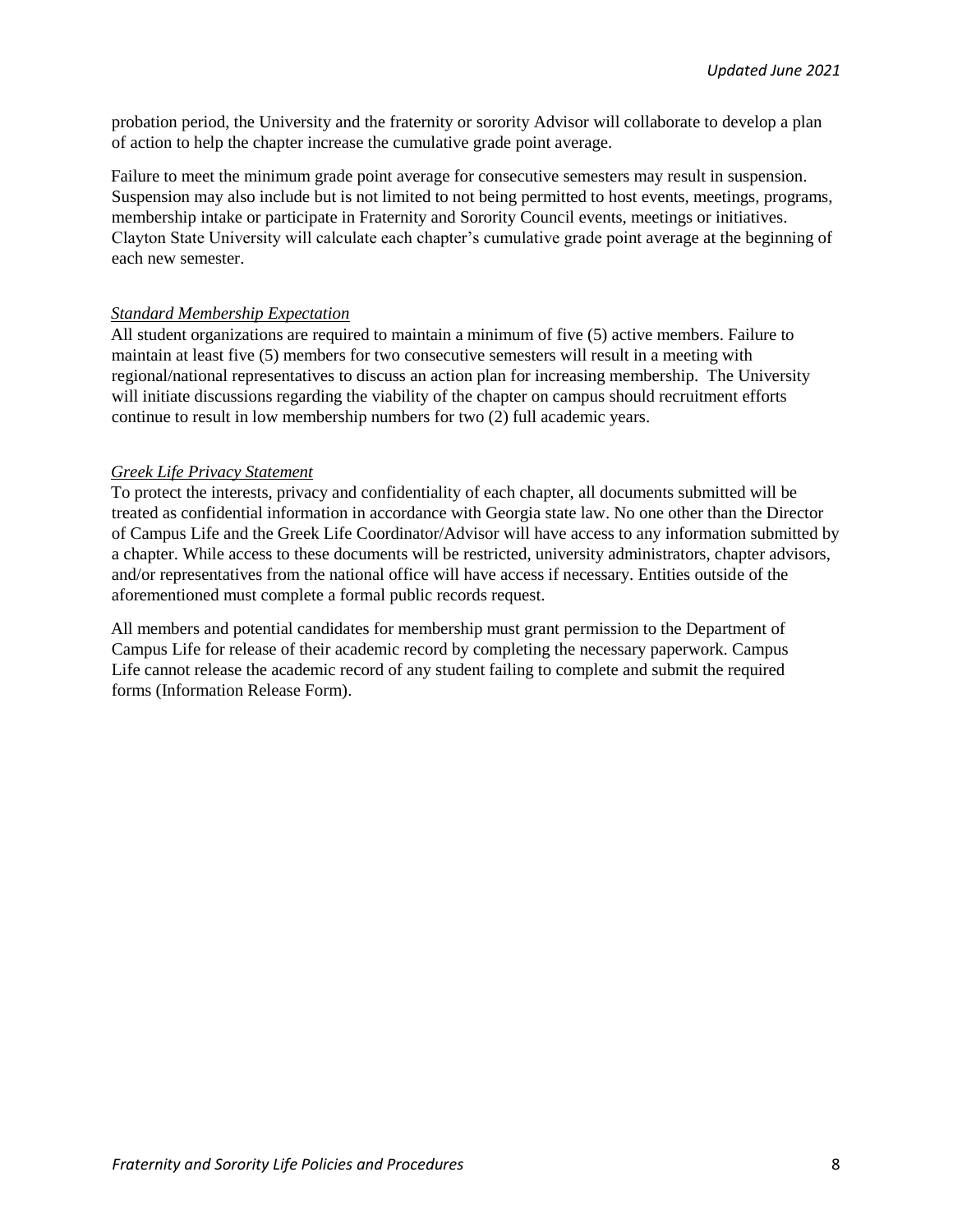probation period, the University and the fraternity or sorority Advisor will collaborate to develop a plan of action to help the chapter increase the cumulative grade point average.

Failure to meet the minimum grade point average for consecutive semesters may result in suspension. Suspension may also include but is not limited to not being permitted to host events, meetings, programs, membership intake or participate in Fraternity and Sorority Council events, meetings or initiatives. Clayton State University will calculate each chapter's cumulative grade point average at the beginning of each new semester.

*Standard Membership Expectation*

All student organizations are required to maintain a minimum of five (5) active members. Failure to maintain at least five (5) members for two consecutive semesters will result in a meeting with regional/national representatives to discuss an action plan for increasing membership. The University will initiate discussions regarding the viability of the chapter on campus should recruitment efforts continue to result in low membership numbers for two (2) full academic years.

*Greek Life Privacy Statement*

To protect the interests, privacy and confidentiality of each chapter, all documents submitted will be treated as confidential information in accordance with Georgia state law. No one other than the Director of Campus Life and the Greek Life Coordinator/Advisor will have access to any information submitted by a chapter. While access to these documents will be restricted, university administrators, chapter advisors, and/or representatives from the national office will have access if necessary. Entities outside of the aforementioned must complete a formal public records request.

All members and potential candidates for membership must grant permission to the Department of Campus Life for release of their academic record by completing the necessary paperwork. Campus Life cannot release the academic record of any student failing to complete and submit the required forms (Information Release Form).